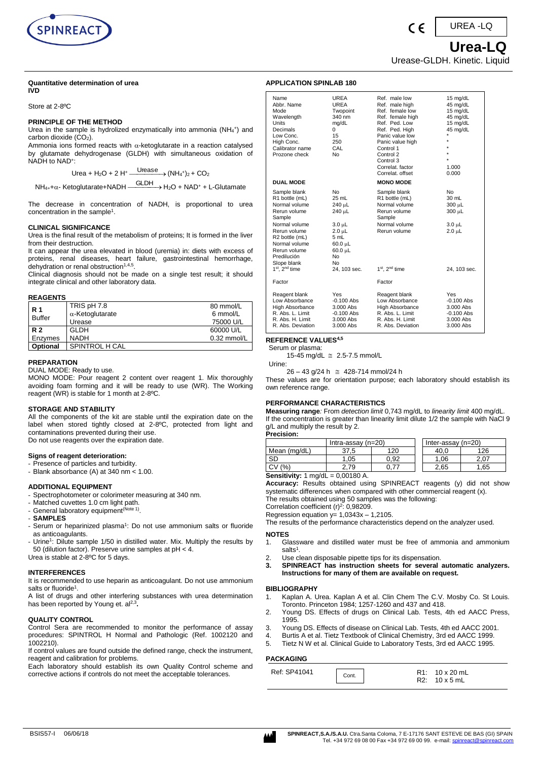SPINREACT

UREA -LQ

# Urea-LQ

Urease-GLDH. Kinetic. Liquid

**Quantitative determination of urea**
**IVD**

Store at 2-8ºC

## PRINCIPLE OF THE METHOD

Urea in the sample is hydrolized enzymatically into ammonia ($NH_4^+$) and carbon dioxide ($CO_2$).

Ammonia ions formed reacts with α-ketoglutarate in a reaction catalysed by glutamate dehydrogenase (GLDH) with simultaneous oxidation of NADH to $NAD^+$:

$$\text{Urea} + H_2O + 2\,H^+ \xrightarrow{\text{Urease}} (NH_4^+)_2 + CO_2$$

$$NH_4^+ + \alpha\text{-Ketoglutarate} + NADH \xrightarrow{\text{GLDH}} H_2O + NAD^+ + \text{L-Glutamate}$$

The decrease in concentration of NADH, is proportional to urea concentration in the sample[1].

## CLINICAL SIGNIFICANCE

Urea is the final result of the metabolism of proteins; It is formed in the liver from their destruction.

It can appear the urea elevated in blood (uremia) in: diets with excess of proteins, renal diseases, heart failure, gastrointestinal hemorrhage, dehydration or renal obstruction[1,4,5].

Clinical diagnosis should not be made on a single test result; it should integrate clinical and other laboratory data.

## REAGENTS

| | | |
|---|---|---|
| **R 1** Buffer | TRIS pH 7.8 | 80 mmol/L |
| | α-Ketoglutarate | 6 mmol/L |
| | Urease | 75000 U/L |
| **R 2** Enzymes | GLDH | 60000 U/L |
| | NADH | 0.32 mmol/L |
| **Optional** | SPINTROL H CAL | |

## PREPARATION

DUAL MODE: Ready to use.

MONO MODE: Pour reagent 2 content over reagent 1. Mix thoroughly avoiding foam forming and it will be ready to use (WR). The Working reagent (WR) is stable for 1 month at 2-8ºC.

## STORAGE AND STABILITY

All the components of the kit are stable until the expiration date on the label when stored tightly closed at 2-8ºC, protected from light and contaminations prevented during their use.

Do not use reagents over the expiration date.

### Signs of reagent deterioration:

- Presence of particles and turbidity.
- Blank absorbance (A) at 340 nm < 1.00.

## ADDITIONAL EQUIPMENT

- Spectrophotometer or colorimeter measuring at 340 nm.
- Matched cuvettes 1.0 cm light path.
- General laboratory equipment(Note 1).
- **SAMPLES**
- Serum or heparinized plasma[1]: Do not use ammonium salts or fluoride as anticoagulants.
- Urine[1]: Dilute sample 1/50 in distilled water. Mix. Multiply the results by 50 (dilution factor). Preserve urine samples at pH < 4.

Urea is stable at 2-8ºC for 5 days.

## INTERFERENCES

It is recommended to use heparin as anticoagulant. Do not use ammonium salts or fluoride[1].

A list of drugs and other interfering substances with urea determination has been reported by Young et. al[2,3].

## QUALITY CONTROL

Control Sera are recommended to monitor the performance of assay procedures: SPINTROL H Normal and Pathologic (Ref. 1002120 and 1002210).

If control values are found outside the defined range, check the instrument, reagent and calibration for problems.

Each laboratory should establish its own Quality Control scheme and corrective actions if controls do not meet the acceptable tolerances.

## APPLICATION SPINLAB 180

| | | | |
|---|---|---|---|
| Name | UREA | Ref. male low | 15 mg/dL |
| Abbr. Name | UREA | Ref. male high | 45 mg/dL |
| Mode | Twopoint | Ref. female low | 15 mg/dL |
| Wavelength | 340 nm | Ref. female high | 45 mg/dL |
| Units | mg/dL | Ref. Ped. Low | 15 mg/dL |
| Decimals | 0 | Ref. Ped. High | 45 mg/dL |
| Low Conc. | 15 | Panic value low | * |
| High Conc. | 250 | Panic value high | * |
| Calibrator name | CAL | Control 1 | * |
| Prozone check | No | Control 2 | * |
| | | Control 3 | * |
| | | Correlat. factor | 1.000 |
| | | Correlat. offset | 0.000 |
| **DUAL MODE** | | **MONO MODE** | |
| Sample blank | No | Sample blank | No |
| R1 bottle (mL) | 25 mL | R1 bottle (mL) | 30 mL |
| Normal volume | 240 µL | Normal volume | 300 µL |
| Rerun volume | 240 µL | Rerun volume | 300 µL |
| Sample | | Sample | |
| Normal volume | 3.0 µL | Normal volume | 3.0 µL |
| Rerun volume | 2.0 µL | Rerun volume | 2.0 µL |
| R2 bottle (mL) | 5 mL | | |
| Normal volume | 60.0 µL | | |
| Rerun volume | 60.0 µL | | |
| Predilución | No | | |
| Slope blank | No | | |
| 1st, 2nd time | 24, 103 sec. | 1st, 2nd time | 24, 103 sec. |
| Factor | | Factor | |
| Reagent blank | Yes | Reagent blank | Yes |
| Low Absorbance | -0.100 Abs | Low Absorbance | -0.100 Abs |
| High Absorbance | 3.000 Abs | High Absorbance | 3.000 Abs |
| R. Abs. L. Limit | -0.100 Abs | R. Abs. L. Limit | -0.100 Abs |
| R. Abs. H. Limit | 3.000 Abs | R. Abs. H. Limit | 3.000 Abs |
| R. Abs. Deviation | 3.000 Abs | R. Abs. Deviation | 3.000 Abs |

## REFERENCE VALUES[4,5]

Serum or plasma:

15-45 mg/dL ≅ 2.5-7.5 mmol/L

Urine:

26 – 43 g/24 h ≅ 428-714 mmol/24 h

These values are for orientation purpose; each laboratory should establish its own reference range.

## PERFORMANCE CHARACTERISTICS

**Measuring range***:* From *detection limit* 0,743 mg/dL to *linearity limit* 400 mg/dL.

If the concentration is greater than linearity limit dilute 1/2 the sample with NaCl 9 g/L and multiply the result by 2.

**Precision:**

| | Intra-assay (n=20) | | Inter-assay (n=20) | |
|---|---|---|---|---|
| Mean (mg/dL) | 37,5 | 120 | 40,0 | 126 |
| SD | 1,05 | 0,92 | 1,06 | 2,07 |
| CV (%) | 2,79 | 0,77 | 2,65 | 1,65 |

**Sensitivity:** 1 mg/dL = 0,00180 A.

**Accuracy:** Results obtained using SPINREACT reagents (y) did not show systematic differences when compared with other commercial reagent (x).

The results obtained using 50 samples was the following:

Correlation coefficient $(r)^2$: 0,98209.

Regression equation y= 1,0343x – 1,2105.

The results of the performance characteristics depend on the analyzer used.

## NOTES

1. Glassware and distilled water must be free of ammonia and ammonium salts[1].
2. Use clean disposable pipette tips for its dispensation.
3. **SPINREACT has instruction sheets for several automatic analyzers. Instructions for many of them are available on request.**

## BIBLIOGRAPHY

1. Kaplan A. Urea. Kaplan A et al. Clin Chem The C.V. Mosby Co. St Louis. Toronto. Princeton 1984; 1257-1260 and 437 and 418.
2. Young DS. Effects of drugs on Clinical Lab. Tests, 4th ed AACC Press, 1995.
3. Young DS. Effects of disease on Clinical Lab. Tests, 4th ed AACC 2001.
4. Burtis A et al. Tietz Textbook of Clinical Chemistry, 3rd ed AACC 1999.
5. Tietz N W et al. Clinical Guide to Laboratory Tests, 3rd ed AACC 1995.

## PACKAGING

| Ref: SP41041 | Cont. | R1: 10 x 20 mL<br>R2: 10 x 5 mL |
|---|---|---|

BSIS57-I 06/06/18

**SPINREACT,S.A./S.A.U.** Ctra.Santa Coloma, 7 E-17176 SANT ESTEVE DE BAS (GI) SPAIN
Tel. +34 972 69 08 00 Fax +34 972 69 00 99. e-mail: spinreact@spinreact.com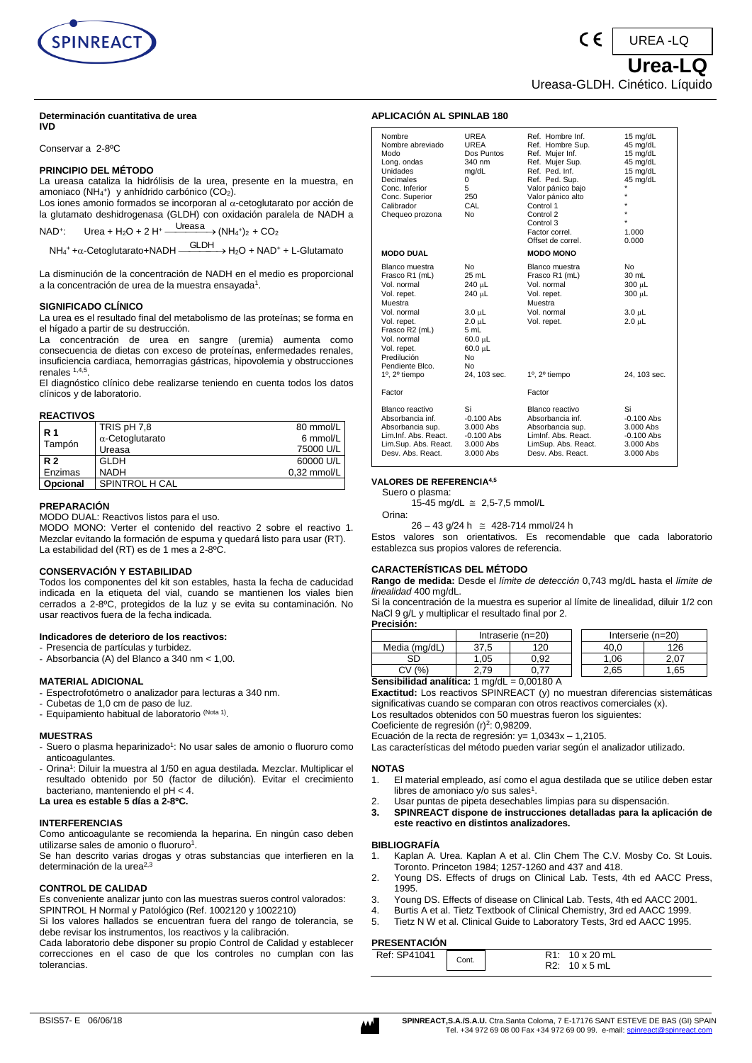# Urea-LQ

UREA -LQ

Ureasa-GLDH. Cinético. Líquido

**Determinación cuantitativa de urea**
**IVD**

Conservar a 2-8ºC

## PRINCIPIO DEL MÉTODO

La ureasa cataliza la hidrólisis de la urea, presente en la muestra, en amoniaco ($NH_4^+$) y anhídrido carbónico ($CO_2$).

Los iones amonio formados se incorporan al α-cetoglutarato por acción de la glutamato deshidrogenasa (GLDH) con oxidación paralela de NADH a $NAD^+$:

$$Urea + H_2O + 2\,H^+ \xrightarrow{Ureasa} (NH_4^+)_2 + CO_2$$

$$NH_4^+ + \alpha\text{-Cetoglutarato} + NADH \xrightarrow{GLDH} H_2O + NAD^+ + L\text{-Glutamato}$$

La disminución de la concentración de NADH en el medio es proporcional a la concentración de urea de la muestra ensayada[1].

## SIGNIFICADO CLÍNICO

La urea es el resultado final del metabolismo de las proteínas; se forma en el hígado a partir de su destrucción.

La concentración de urea en sangre (uremia) aumenta como consecuencia de dietas con exceso de proteínas, enfermedades renales, insuficiencia cardiaca, hemorragias gástricas, hipovolemia y obstrucciones renales [1,4,5].

El diagnóstico clínico debe realizarse teniendo en cuenta todos los datos clínicos y de laboratorio.

## REACTIVOS

| | | |
|---|---|---|
| **R 1** Tampón | TRIS pH 7,8 | 80 mmol/L |
| | α-Cetoglutarato | 6 mmol/L |
| | Ureasa | 75000 U/L |
| **R 2** Enzimas | GLDH | 60000 U/L |
| | NADH | 0,32 mmol/L |
| **Opcional** | SPINTROL H CAL | |

## PREPARACIÓN

MODO DUAL: Reactivos listos para el uso.

MODO MONO: Verter el contenido del reactivo 2 sobre el reactivo 1. Mezclar evitando la formación de espuma y quedará listo para usar (RT). La estabilidad del (RT) es de 1 mes a 2-8ºC.

## CONSERVACIÓN Y ESTABILIDAD

Todos los componentes del kit son estables, hasta la fecha de caducidad indicada en la etiqueta del vial, cuando se mantienen los viales bien cerrados a 2-8ºC, protegidos de la luz y se evita su contaminación. No usar reactivos fuera de la fecha indicada.

### Indicadores de deterioro de los reactivos:

- Presencia de partículas y turbidez.
- Absorbancia (A) del Blanco a 340 nm < 1,00.

## MATERIAL ADICIONAL

- Espectrofotómetro o analizador para lecturas a 340 nm.
- Cubetas de 1,0 cm de paso de luz.
- Equipamiento habitual de laboratorio (Nota 1).

## MUESTRAS

- Suero o plasma heparinizado[1]: No usar sales de amonio o fluoruro como anticoagulantes.
- Orina[1]: Diluir la muestra al 1/50 en agua destilada. Mezclar. Multiplicar el resultado obtenido por 50 (factor de dilución). Evitar el crecimiento bacteriano, manteniendo el pH < 4.

**La urea es estable 5 días a 2-8ºC.**

## INTERFERENCIAS

Como anticoagulante se recomienda la heparina. En ningún caso deben utilizarse sales de amonio o fluoruro[1].

Se han descrito varias drogas y otras substancias que interfieren en la determinación de la urea[2,3]

## CONTROL DE CALIDAD

Es conveniente analizar junto con las muestras sueros control valorados: SPINTROL H Normal y Patológico (Ref. 1002120 y 1002210)

Si los valores hallados se encuentran fuera del rango de tolerancia, se debe revisar los instrumentos, los reactivos y la calibración.

Cada laboratorio debe disponer su propio Control de Calidad y establecer correcciones en el caso de que los controles no cumplan con las tolerancias.

## APLICACIÓN AL SPINLAB 180

| | | | |
|---|---|---|---|
| Nombre | UREA | Ref. Hombre Inf. | 15 mg/dL |
| Nombre abreviado | UREA | Ref. Hombre Sup. | 45 mg/dL |
| Modo | Dos Puntos | Ref. Mujer Inf. | 15 mg/dL |
| Long. ondas | 340 nm | Ref. Mujer Sup. | 45 mg/dL |
| Unidades | mg/dL | Ref. Ped. Inf. | 15 mg/dL |
| Decimales | 0 | Ref. Ped. Sup. | 45 mg/dL |
| Conc. Inferior | 5 | Valor pánico bajo | * |
| Conc. Superior | 250 | Valor pánico alto | * |
| Calibrador | CAL | Control 1 | * |
| Chequeo prozona | No | Control 2 | * |
| | | Control 3 | * |
| | | Factor correl. | 1.000 |
| | | Offset de correl. | 0.000 |
| **MODO DUAL** | | **MODO MONO** | |
| Blanco muestra | No | Blanco muestra | No |
| Frasco R1 (mL) | 25 mL | Frasco R1 (mL) | 30 mL |
| Vol. normal | 240 µL | Vol. normal | 300 µL |
| Vol. repet. | 240 µL | Vol. repet. | 300 µL |
| Muestra | | Muestra | |
| Vol. normal | 3.0 µL | Vol. normal | 3.0 µL |
| Vol. repet. | 2.0 µL | Vol. repet. | 2.0 µL |
| Frasco R2 (mL) | 5 mL | | |
| Vol. normal | 60.0 µL | | |
| Vol. repet. | 60.0 µL | | |
| Predilución | No | | |
| Pendiente Blco. | No | | |
| 1º, 2º tiempo | 24, 103 sec. | 1º, 2º tiempo | 24, 103 sec. |
| Factor | | Factor | |
| Blanco reactivo | Si | Blanco reactivo | Si |
| Absorbancia inf. | -0.100 Abs | Absorbancia inf. | -0.100 Abs |
| Absorbancia sup. | 3.000 Abs | Absorbancia sup. | 3.000 Abs |
| Lim.Inf. Abs. React. | -0.100 Abs | LimInf. Abs. React. | -0.100 Abs |
| Lim.Sup. Abs. React. | 3.000 Abs | LimSup. Abs. React. | 3.000 Abs |
| Desv. Abs. React. | 3.000 Abs | Desv. Abs. React. | 3.000 Abs |

## VALORES DE REFERENCIA[4,5]

Suero o plasma:

15-45 mg/dL ≅ 2,5-7,5 mmol/L

Orina:

26 – 43 g/24 h ≅ 428-714 mmol/24 h

Estos valores son orientativos. Es recomendable que cada laboratorio establezca sus propios valores de referencia.

## CARACTERÍSTICAS DEL MÉTODO

**Rango de medida:** Desde el *límite de detección* 0,743 mg/dL hasta el *límite de linealidad* 400 mg/dL.

Si la concentración de la muestra es superior al límite de linealidad, diluir 1/2 con NaCl 9 g/L y multiplicar el resultado final por 2.

**Precisión:**

| | Intraserie (n=20) | | Interserie (n=20) | |
|---|---|---|---|---|
| Media (mg/dL) | 37,5 | 120 | 40,0 | 126 |
| SD | 1,05 | 0,92 | 1,06 | 2,07 |
| CV (%) | 2,79 | 0,77 | 2,65 | 1,65 |

**Sensibilidad analítica:** 1 mg/dL = 0,00180 A

**Exactitud:** Los reactivos SPINREACT (y) no muestran diferencias sistemáticas significativas cuando se comparan con otros reactivos comerciales (x).

Los resultados obtenidos con 50 muestras fueron los siguientes:

Coeficiente de regresión $(r)^2$: 0,98209.

Ecuación de la recta de regresión: $y = 1{,}0343x - 1{,}2105$.

Las características del método pueden variar según el analizador utilizado.

## NOTAS

1. El material empleado, así como el agua destilada que se utilice deben estar libres de amoniaco y/o sus sales[1].
2. Usar puntas de pipeta desechables limpias para su dispensación.
3. **SPINREACT dispone de instrucciones detalladas para la aplicación de este reactivo en distintos analizadores.**

## BIBLIOGRAFÍA

1. Kaplan A. Urea. Kaplan A et al. Clin Chem The C.V. Mosby Co. St Louis. Toronto. Princeton 1984; 1257-1260 and 437 and 418.
2. Young DS. Effects of drugs on Clinical Lab. Tests, 4th ed AACC Press, 1995.
3. Young DS. Effects of disease on Clinical Lab. Tests, 4th ed AACC 2001.
4. Burtis A et al. Tietz Textbook of Clinical Chemistry, 3rd ed AACC 1999.
5. Tietz N W et al. Clinical Guide to Laboratory Tests, 3rd ed AACC 1995.

## PRESENTACIÓN

| | | |
|---|---|---|
| Ref: SP41041 | Cont. | R1: 10 x 20 mL<br>R2: 10 x 5 mL |

BSIS57- E 06/06/18

SPINREACT,S.A./S.A.U. Ctra.Santa Coloma, 7 E-17176 SANT ESTEVE DE BAS (GI) SPAIN
Tel. +34 972 69 08 00 Fax +34 972 69 00 99. e-mail: spinreact@spinreact.com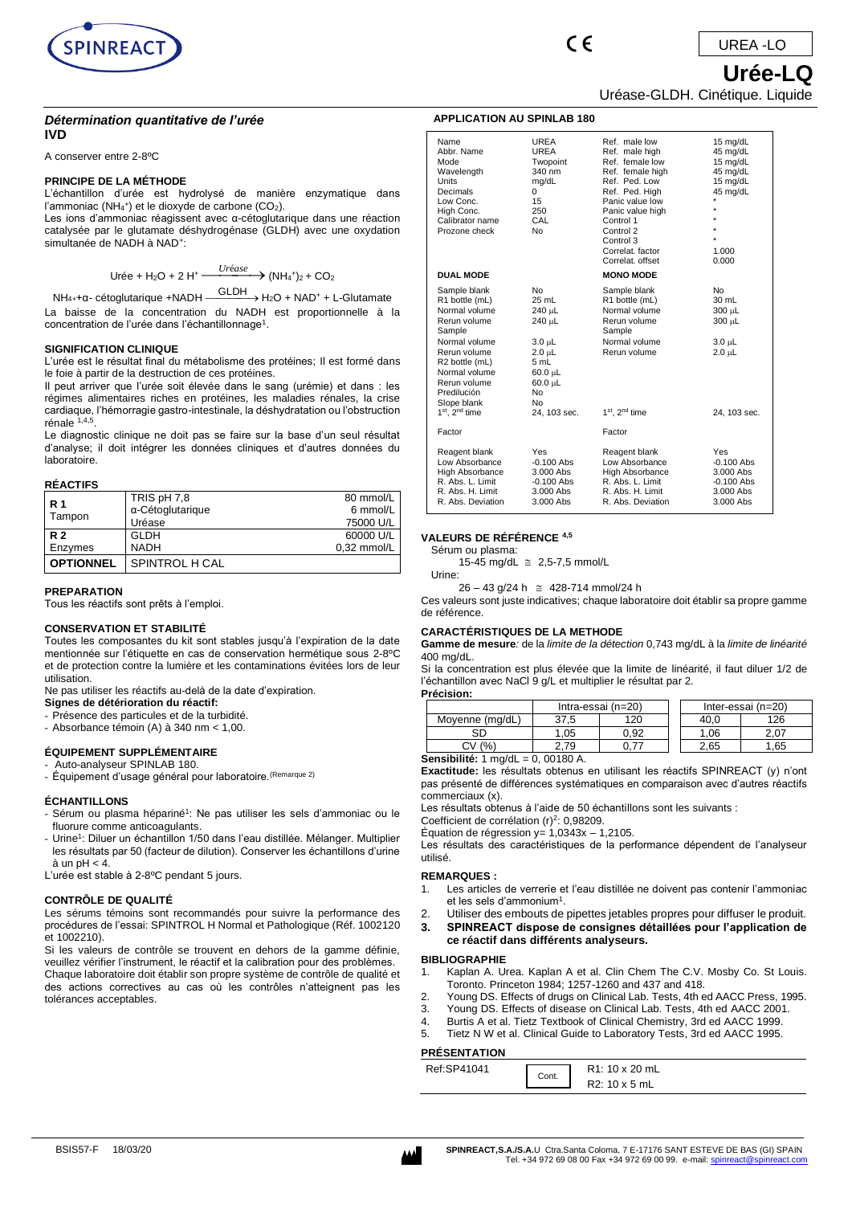UREA -LO

# Urée-LQ

Uréase-GLDH. Cinétique. Liquide

### *Détermination quantitative de l'urée*

**IVD**

A conserver entre 2-8ºC

#### PRINCIPE DE LA MÉTHODE

L'échantillon d'urée est hydrolysé de manière enzymatique dans l'ammoniac ($NH_4^+$) et le dioxyde de carbone ($CO_2$).

Les ions d'ammoniac réagissent avec α-cétoglutarique dans une réaction catalysée par le glutamate déshydrogénase (GLDH) avec une oxydation simultanée de NADH à $NAD^+$:

$$\text{Urée} + H_2O + 2\,H^+ \xrightarrow{\text{Uréase}} (NH_4^+)_2 + CO_2$$

$$NH_4^+ + \alpha\text{- cétoglutarique} + NADH \xrightarrow{\text{GLDH}} H_2O + NAD^+ + \text{L-Glutamate}$$

La baisse de la concentration du NADH est proportionnelle à la concentration de l'urée dans l'échantillonnage[1].

#### SIGNIFICATION CLINIQUE

L'urée est le résultat final du métabolisme des protéines; Il est formé dans le foie à partir de la destruction de ces protéines.

Il peut arriver que l'urée soit élevée dans le sang (urémie) et dans : les régimes alimentaires riches en protéines, les maladies rénales, la crise cardiaque, l'hémorragie gastro-intestinale, la déshydratation ou l'obstruction rénale [1,4,5].

Le diagnostic clinique ne doit pas se faire sur la base d'un seul résultat d'analyse; il doit intégrer les données cliniques et d'autres données du laboratoire.

#### RÉACTIFS

| | | |
|---|---|---|
| **R 1** Tampon | TRIS pH 7,8 | 80 mmol/L |
| | α-Cétoglutarique | 6 mmol/L |
| | Uréase | 75000 U/L |
| **R 2** Enzymes | GLDH | 60000 U/L |
| | NADH | 0,32 mmol/L |
| **OPTIONNEL** | SPINTROL H CAL | |

#### PREPARATION

Tous les réactifs sont prêts à l'emploi.

#### CONSERVATION ET STABILITÉ

Toutes les composantes du kit sont stables jusqu'à l'expiration de la date mentionnée sur l'étiquette en cas de conservation hermétique sous 2-8ºC et de protection contre la lumière et les contaminations évitées lors de leur utilisation.

Ne pas utiliser les réactifs au-delà de la date d'expiration.

**Signes de détérioration du réactif:**

- Présence des particules et de la turbidité.
- Absorbance témoin (A) à 340 nm < 1,00.

#### ÉQUIPEMENT SUPPLÉMENTAIRE

- Auto-analyseur SPINLAB 180.
- Équipement d'usage général pour laboratoire.(Remarque 2)

#### ÉCHANTILLONS

- Sérum ou plasma hépariné[1]: Ne pas utiliser les sels d'ammoniac ou le fluorure comme anticoagulants.
- Urine[1]: Diluer un échantillon 1/50 dans l'eau distillée. Mélanger. Multiplier les résultats par 50 (facteur de dilution). Conserver les échantillons d'urine à un pH < 4.

L'urée est stable à 2-8ºC pendant 5 jours.

#### CONTRÔLE DE QUALITÉ

Les sérums témoins sont recommandés pour suivre la performance des procédures de l'essai: SPINTROL H Normal et Pathologique (Réf. 1002120 et 1002210).

Si les valeurs de contrôle se trouvent en dehors de la gamme définie, veuillez vérifier l'instrument, le réactif et la calibration pour des problèmes.

Chaque laboratoire doit établir son propre système de contrôle de qualité et des actions correctives au cas où les contrôles n'atteignent pas les tolérances acceptables.

#### APPLICATION AU SPINLAB 180

| | | | |
|---|---|---|---|
| Name | UREA | Ref. male low | 15 mg/dL |
| Abbr. Name | UREA | Ref. male high | 45 mg/dL |
| Mode | Twopoint | Ref. female low | 15 mg/dL |
| Wavelength | 340 nm | Ref. female high | 45 mg/dL |
| Units | mg/dL | Ref. Ped. Low | 15 mg/dL |
| Decimals | 0 | Ref. Ped. High | 45 mg/dL |
| Low Conc. | 15 | Panic value low | * |
| High Conc. | 250 | Panic value high | * |
| Calibrator name | CAL | Control 1 | * |
| Prozone check | No | Control 2 | * |
| | | Control 3 | * |
| | | Correlat. factor | 1.000 |
| | | Correlat. offset | 0.000 |
| **DUAL MODE** | | **MONO MODE** | |
| Sample blank | No | Sample blank | No |
| R1 bottle (mL) | 25 mL | R1 bottle (mL) | 30 mL |
| Normal volume | 240 µL | Normal volume | 300 µL |
| Rerun volume | 240 µL | Rerun volume | 300 µL |
| Sample | | Sample | |
| Normal volume | 3.0 µL | Normal volume | 3.0 µL |
| Rerun volume | 2.0 µL | Rerun volume | 2.0 µL |
| R2 bottle (mL) | 5 mL | | |
| Normal volume | 60.0 µL | | |
| Rerun volume | 60.0 µL | | |
| Predilución | No | | |
| Slope blank | No | | |
| 1st, 2nd time | 24, 103 sec. | 1st, 2nd time | 24, 103 sec. |
| Factor | | Factor | |
| Reagent blank | Yes | Reagent blank | Yes |
| Low Absorbance | -0.100 Abs | Low Absorbance | -0.100 Abs |
| High Absorbance | 3.000 Abs | High Absorbance | 3.000 Abs |
| R. Abs. L. Limit | -0.100 Abs | R. Abs. L. Limit | -0.100 Abs |
| R. Abs. H. Limit | 3.000 Abs | R. Abs. H. Limit | 3.000 Abs |
| R. Abs. Deviation | 3.000 Abs | R. Abs. Deviation | 3.000 Abs |

#### VALEURS DE RÉFÉRENCE [4,5]

Sérum ou plasma:

15-45 mg/dL ≅ 2,5-7,5 mmol/L

Urine:

26 – 43 g/24 h ≅ 428-714 mmol/24 h

Ces valeurs sont juste indicatives; chaque laboratoire doit établir sa propre gamme de référence.

#### CARACTÉRISTIQUES DE LA METHODE

**Gamme de mesure***:* de la *limite de la détection* 0,743 mg/dL à la *limite de linéarité* 400 mg/dL.

Si la concentration est plus élevée que la limite de linéarité, il faut diluer 1/2 de l'échantillon avec NaCl 9 g/L et multiplier le résultat par 2.

**Précision:**

| | Intra-essai (n=20) | | Inter-essai (n=20) | |
|---|---|---|---|---|
| Moyenne (mg/dL) | 37,5 | 120 | 40,0 | 126 |
| SD | 1,05 | 0,92 | 1,06 | 2,07 |
| CV (%) | 2,79 | 0,77 | 2,65 | 1,65 |

**Sensibilité:** 1 mg/dL = 0, 00180 A.

**Exactitude:** les résultats obtenus en utilisant les réactifs SPINREACT (y) n'ont pas présenté de différences systématiques en comparaison avec d'autres réactifs commerciaux (x).

Les résultats obtenus à l'aide de 50 échantillons sont les suivants :

Coefficient de corrélation $(r)^2$: 0,98209.

Équation de régression y= 1,0343x – 1,2105.

Les résultats des caractéristiques de la performance dépendent de l'analyseur utilisé.

#### REMARQUES :

1. Les articles de verrerie et l'eau distillée ne doivent pas contenir l'ammoniac et les sels d'ammonium[1].
2. Utiliser des embouts de pipettes jetables propres pour diffuser le produit.
3. **SPINREACT dispose de consignes détaillées pour l'application de ce réactif dans différents analyseurs.**

#### BIBLIOGRAPHIE

1. Kaplan A. Urea. Kaplan A et al. Clin Chem The C.V. Mosby Co. St Louis. Toronto. Princeton 1984; 1257-1260 and 437 and 418.
2. Young DS. Effects of drugs on Clinical Lab. Tests, 4th ed AACC Press, 1995.
3. Young DS. Effects of disease on Clinical Lab. Tests, 4th ed AACC 2001.
4. Burtis A et al. Tietz Textbook of Clinical Chemistry, 3rd ed AACC 1999.
5. Tietz N W et al. Clinical Guide to Laboratory Tests, 3rd ed AACC 1995.

#### PRÉSENTATION

| | | |
|---|---|---|
| Ref:SP41041 | Cont. | R1: 10 x 20 mL |
| | | R2: 10 x 5 mL |

BSIS57-F 18/03/20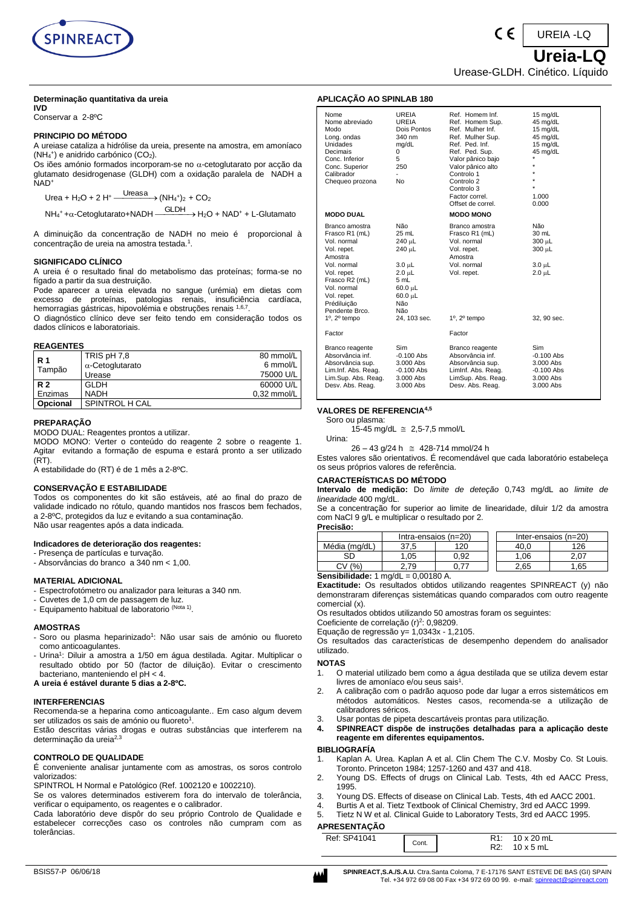UREIA -LQ

# Ureia-LQ

Urease-GLDH. Cinético. Líquido

**Determinação quantitativa da ureia**

**IVD**

Conservar a 2-8ºC

## PRINCIPIO DO MÉTODO

A ureiase cataliza a hidrólise da ureia, presente na amostra, em amoníaco ($NH_4^+$) e anidrido carbónico ($CO_2$).

Os iões amónio formados incorporam-se no α-cetoglutarato por acção da glutamato desidrogenase (GLDH) com a oxidação paralela de NADH a $NAD^+$

$$\text{Urea} + H_2O + 2\,H^+ \xrightarrow{\text{Ureasa}} (NH_4^+)_2 + CO_2$$

$$NH_4^+ + \alpha\text{-Cetoglutarato} + NADH \xrightarrow{\text{GLDH}} H_2O + NAD^+ + \text{L-Glutamato}$$

A diminuição da concentração de NADH no meio é proporcional à concentração de ureia na amostra testada.[1].

## SIGNIFICADO CLÍNICO

A ureia é o resultado final do metabolismo das proteínas; forma-se no fígado a partir da sua destruição.

Pode aparecer a ureia elevada no sangue (urémia) em dietas com excesso de proteínas, patologias renais, insuficiência cardíaca, hemorragias gástricas, hipovolémia e obstruções renais [1,6,7].

O diagnóstico clínico deve ser feito tendo em consideração todos os dados clínicos e laboratoriais.

## REAGENTES

| | | |
|---|---|---|
| **R 1** Tampão | TRIS pH 7,8 | 80 mmol/L |
| | α-Cetoglutarato | 6 mmol/L |
| | Urease | 75000 U/L |
| **R 2** Enzimas | GLDH | 60000 U/L |
| | NADH | 0,32 mmol/L |
| **Opcional** | SPINTROL H CAL | |

## PREPARAÇÃO

MODO DUAL: Reagentes prontos a utilizar.

MODO MONO: Verter o conteúdo do reagente 2 sobre o reagente 1. Agitar evitando a formação de espuma e estará pronto a ser utilizado (RT).

A estabilidade do (RT) é de 1 mês a 2-8ºC.

## CONSERVAÇÃO E ESTABILIDADE

Todos os componentes do kit são estáveis, até ao final do prazo de validade indicado no rótulo, quando mantidos nos frascos bem fechados, a 2-8ºC, protegidos da luz e evitando a sua contaminação.

Não usar reagentes após a data indicada.

### Indicadores de deterioração dos reagentes:

- Presença de partículas e turvação.
- Absorvâncias do branco a 340 nm < 1,00.

## MATERIAL ADICIONAL

- Espectrofotómetro ou analizador para leituras a 340 nm.
- Cuvetes de 1,0 cm de passagem de luz.
- Equipamento habitual de laboratorio (Nota 1).

## AMOSTRAS

- Soro ou plasma heparinizado[1]: Não usar sais de amónio ou fluoreto como anticoagulantes.
- Urina[1]: Diluir a amostra a 1/50 em água destilada. Agitar. Multiplicar o resultado obtido por 50 (factor de diluição). Evitar o crescimento bacteriano, manteniendo el pH < 4.

**A ureia é estável durante 5 dias a 2-8ºC.**

## INTERFERENCIAS

Recomenda-se a heparina como anticoagulante.. Em caso algum devem ser utilizados os sais de amónio ou fluoreto[1].

Estão descritas várias drogas e outras substâncias que interferem na determinação da ureia[2,3]

## CONTROLO DE QUALIDADE

É conveniente analisar juntamente com as amostras, os soros controlo valorizados:

SPINTROL H Normal e Patológico (Ref. 1002120 e 1002210).

Se os valores determinados estiverem fora do intervalo de tolerância, verificar o equipamento, os reagentes e o calibrador.

Cada laboratório deve dispôr do seu próprio Controlo de Qualidade e estabelecer correcções caso os controles não cumpram com as tolerâncias.

## APLICAÇÃO AO SPINLAB 180

| | | | |
|---|---|---|---|
| Nome | UREIA | Ref. Homem Inf. | 15 mg/dL |
| Nome abreviado | UREIA | Ref. Homem Sup. | 45 mg/dL |
| Modo | Dois Pontos | Ref. Mulher Inf. | 15 mg/dL |
| Long. ondas | 340 nm | Ref. Mulher Sup. | 45 mg/dL |
| Unidades | mg/dL | Ref. Ped. Inf. | 15 mg/dL |
| Decimais | 0 | Ref. Ped. Sup. | 45 mg/dL |
| Conc. Inferior | 5 | Valor pânico bajo | * |
| Conc. Superior | 250 | Valor pânico alto | * |
| Calibrador | - | Controlo 1 | * |
| Chequeo prozona | No | Controlo 2 | * |
| | | Controlo 3 | * |
| | | Factor correl. | 1.000 |
| | | Offset de correl. | 0.000 |
| **MODO DUAL** | | **MODO MONO** | |
| Branco amostra | Não | Branco amostra | Não |
| Frasco R1 (mL) | 25 mL | Frasco R1 (mL) | 30 mL |
| Vol. normal | 240 µL | Vol. normal | 300 µL |
| Vol. repet. | 240 µL | Vol. repet. | 300 µL |
| Amostra | | Amostra | |
| Vol. normal | 3.0 µL | Vol. normal | 3.0 µL |
| Vol. repet. | 2.0 µL | Vol. repet. | 2.0 µL |
| Frasco R2 (mL) | 5 mL | | |
| Vol. normal | 60.0 µL | | |
| Vol. repet. | 60.0 µL | | |
| Prédiluição | Não | | |
| Pendente Brco. | Não | | |
| 1º, 2º tempo | 24, 103 sec. | 1º, 2º tempo | 32, 90 sec. |
| Factor | | Factor | |
| Branco reagente | Sim | Branco reagente | Sim |
| Absorvância inf. | -0.100 Abs | Absorvância inf. | -0.100 Abs |
| Absorvância sup. | 3.000 Abs | Absorvância sup. | 3.000 Abs |
| Lim.Inf. Abs. Reag. | -0.100 Abs | LimInf. Abs. Reag. | -0.100 Abs |
| Lim.Sup. Abs. Reag. | 3.000 Abs | LimSup. Abs. Reag. | 3.000 Abs |
| Desv. Abs. Reag. | 3.000 Abs | Desv. Abs. Reag. | 3.000 Abs |

## VALORES DE REFERENCIA[4,5]

Soro ou plasma:

15-45 mg/dL ≅ 2,5-7,5 mmol/L

Urina:

26 – 43 g/24 h ≅ 428-714 mmol/24 h

Estes valores são orientativos. É recomendável que cada laboratório estabeleça os seus próprios valores de referência.

## CARACTERÍSTICAS DO MÉTODO

**Intervalo de medição:** Do *limite de deteção* 0,743 mg/dL ao *limite de linearidade* 400 mg/dL.

Se a concentração for superior ao limite de linearidade, diluir 1/2 da amostra com NaCl 9 g/L e multiplicar o resultado por 2.

**Precisão:**

| | Intra-ensaios (n=20) | | Inter-ensaios (n=20) | |
|---|---|---|---|---|
| Média (mg/dL) | 37,5 | 120 | 40,0 | 126 |
| SD | 1,05 | 0,92 | 1,06 | 2,07 |
| CV (%) | 2,79 | 0,77 | 2,65 | 1,65 |

**Sensibilidade:** 1 mg/dL = 0,00180 A.

**Exactitude:** Os resultados obtidos utilizando reagentes SPINREACT (y) não demonstraram diferenças sistemáticas quando comparados com outro reagente comercial (x).

Os resultados obtidos utilizando 50 amostras foram os seguintes:

Coeficiente de correlação $(r)^2$: 0,98209.

Equação de regressão y= 1,0343x - 1,2105.

Os resultados das características de desempenho dependem do analisador utilizado.

## NOTAS

1. O material utilizado bem como a água destilada que se utiliza devem estar livres de amoníaco e/ou seus sais[1].
2. A calibração com o padrão aquoso pode dar lugar a erros sistemáticos em métodos automáticos. Nestes casos, recomenda-se a utilização de calibradores séricos.
3. Usar pontas de pipeta descartáveis prontas para utilização.
4. **SPINREACT dispõe de instruções detalhadas para a aplicação deste reagente em diferentes equipamentos.**

## BIBLIOGRAFÍA

1. Kaplan A. Urea. Kaplan A et al. Clin Chem The C.V. Mosby Co. St Louis. Toronto. Princeton 1984; 1257-1260 and 437 and 418.
2. Young DS. Effects of drugs on Clinical Lab. Tests, 4th ed AACC Press, 1995.
3. Young DS. Effects of disease on Clinical Lab. Tests, 4th ed AACC 2001.
4. Burtis A et al. Tietz Textbook of Clinical Chemistry, 3rd ed AACC 1999.
5. Tietz N W et al. Clinical Guide to Laboratory Tests, 3rd ed AACC 1995.

## APRESENTAÇÃO

| | | |
|---|---|---|
| Ref: SP41041 | Cont. | R1: 10 x 20 mL<br>R2: 10 x 5 mL |

BSIS57-P 06/06/18

**SPINREACT,S.A./S.A.U.** Ctra.Santa Coloma, 7 E-17176 SANT ESTEVE DE BAS (GI) SPAIN
Tel. +34 972 69 08 00 Fax +34 972 69 00 99. e-mail: spinreact@spinreact.com